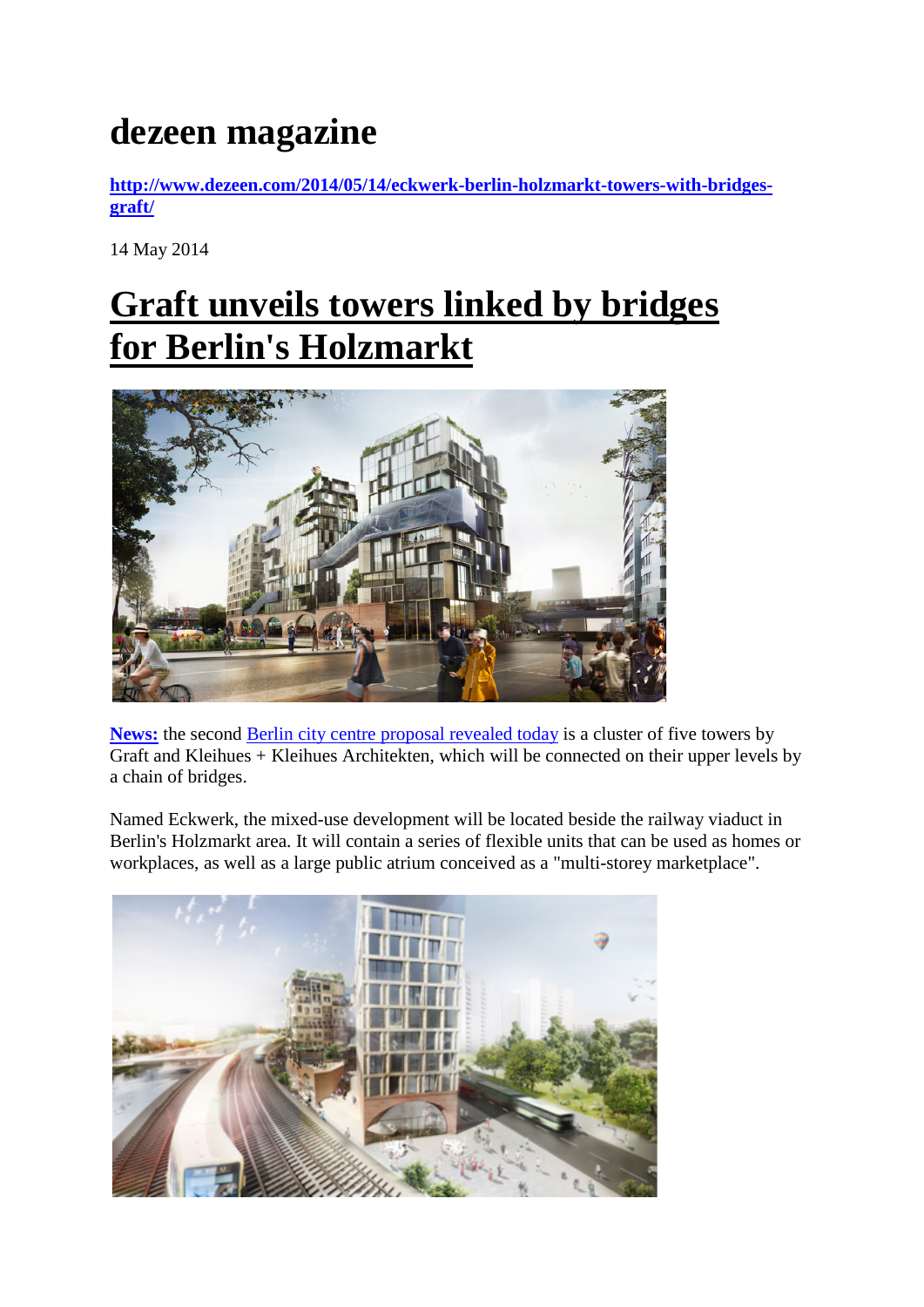# dezeen magazine

**http://www.dezeen.com/2014/05/14/eckwerk-berlin-holzmarkt-towers-with-bridges-graft/**

14 May 2014

## Graft unveils towers linked by bridges for Berlin's Holzmarkt

**News:** the second Berlin city centre proposal revealed today is a cluster of five towers by Graft and Kleihues + Kleihues Architekten, which will be connected on their upper levels by a chain of bridges.

Named Eckwerk, the mixed-use development will be located beside the railway viaduct in Berlin's Holzmarkt area. It will contain a series of flexible units that can be used as homes or workplaces, as well as a large public atrium conceived as a "multi-storey marketplace".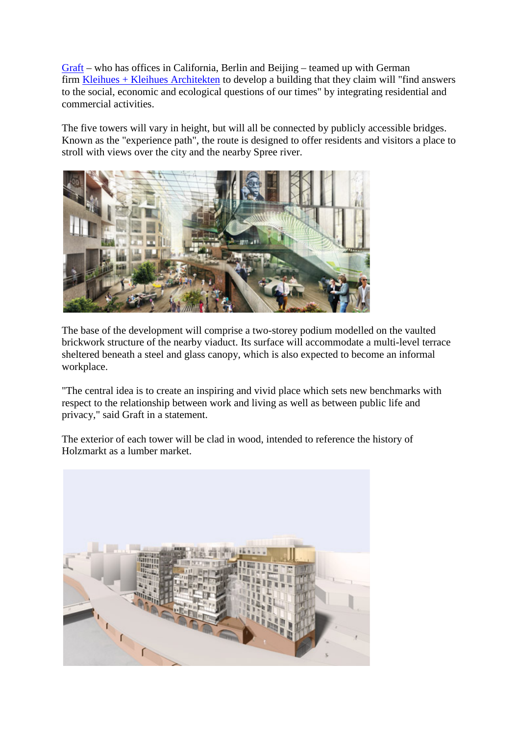[Graft](#) – who has offices in California, Berlin and Beijing – teamed up with German firm [Kleihues + Kleihues Architekten](#) to develop a building that they claim will "find answers to the social, economic and ecological questions of our times" by integrating residential and commercial activities.

The five towers will vary in height, but will all be connected by publicly accessible bridges. Known as the "experience path", the route is designed to offer residents and visitors a place to stroll with views over the city and the nearby Spree river.

The base of the development will comprise a two-storey podium modelled on the vaulted brickwork structure of the nearby viaduct. Its surface will accommodate a multi-level terrace sheltered beneath a steel and glass canopy, which is also expected to become an informal workplace.

"The central idea is to create an inspiring and vivid place which sets new benchmarks with respect to the relationship between work and living as well as between public life and privacy," said Graft in a statement.

The exterior of each tower will be clad in wood, intended to reference the history of Holzmarkt as a lumber market.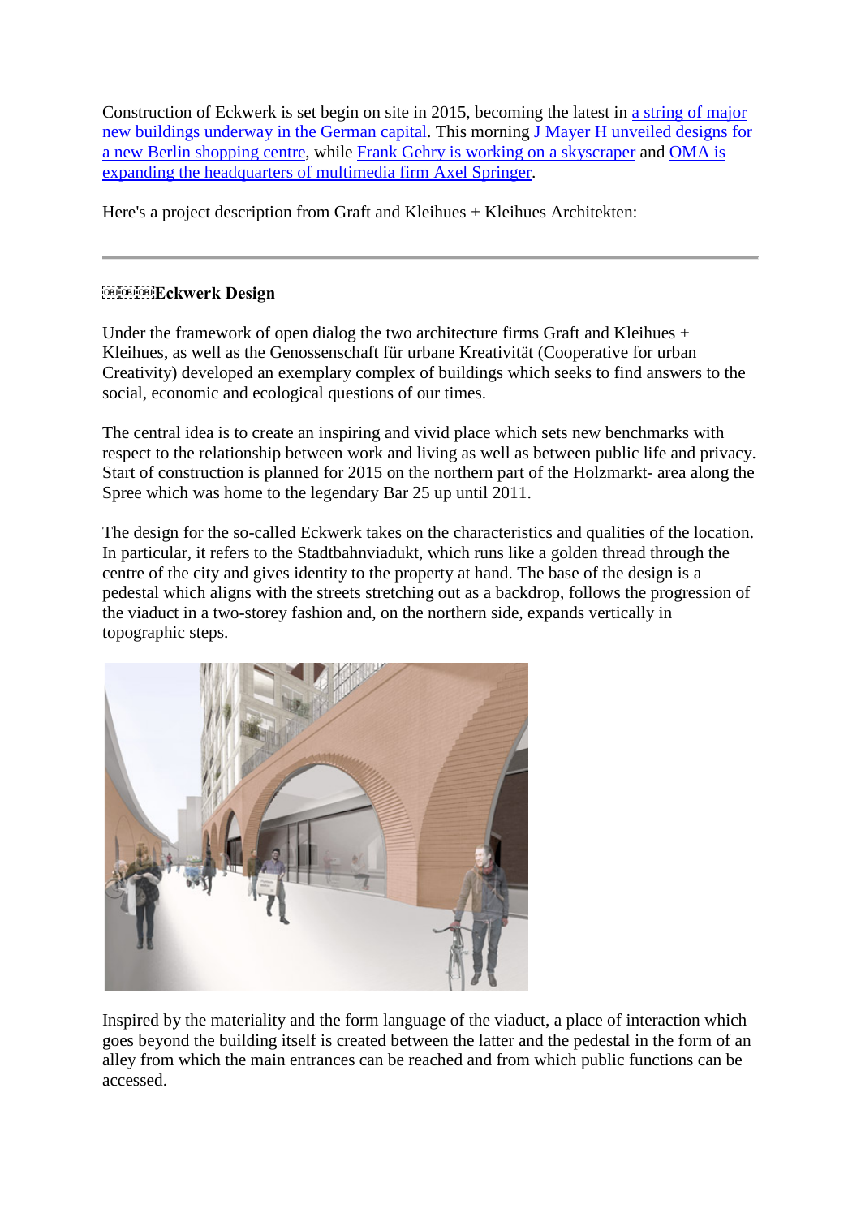Construction of Eckwerk is set begin on site in 2015, becoming the latest in a string of major new buildings underway in the German capital. This morning J Mayer H unveiled designs for a new Berlin shopping centre, while Frank Gehry is working on a skyscraper and OMA is expanding the headquarters of multimedia firm Axel Springer.

Here's a project description from Graft and Kleihues + Kleihues Architekten:

---

**Eckwerk Design**

Under the framework of open dialog the two architecture firms Graft and Kleihues + Kleihues, as well as the Genossenschaft für urbane Kreativität (Cooperative for urban Creativity) developed an exemplary complex of buildings which seeks to find answers to the social, economic and ecological questions of our times.

The central idea is to create an inspiring and vivid place which sets new benchmarks with respect to the relationship between work and living as well as between public life and privacy. Start of construction is planned for 2015 on the northern part of the Holzmarkt- area along the Spree which was home to the legendary Bar 25 up until 2011.

The design for the so-called Eckwerk takes on the characteristics and qualities of the location. In particular, it refers to the Stadtbahnviadukt, which runs like a golden thread through the centre of the city and gives identity to the property at hand. The base of the design is a pedestal which aligns with the streets stretching out as a backdrop, follows the progression of the viaduct in a two-storey fashion and, on the northern side, expands vertically in topographic steps.

Inspired by the materiality and the form language of the viaduct, a place of interaction which goes beyond the building itself is created between the latter and the pedestal in the form of an alley from which the main entrances can be reached and from which public functions can be accessed.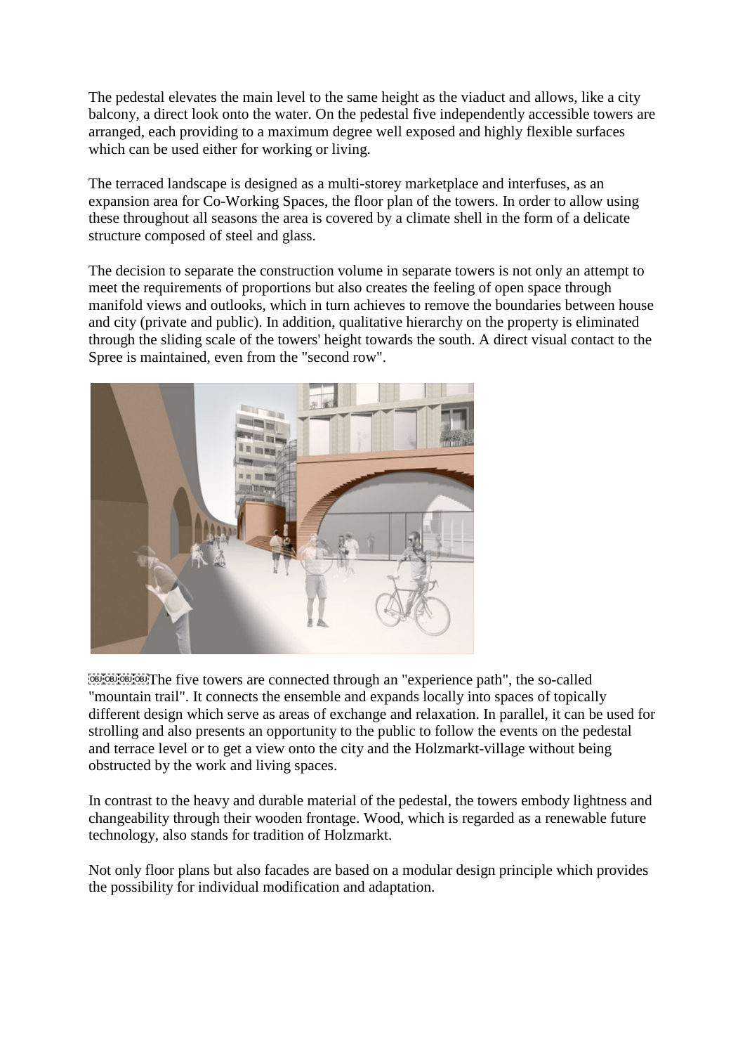The pedestal elevates the main level to the same height as the viaduct and allows, like a city balcony, a direct look onto the water. On the pedestal five independently accessible towers are arranged, each providing to a maximum degree well exposed and highly flexible surfaces which can be used either for working or living.

The terraced landscape is designed as a multi-storey marketplace and interfuses, as an expansion area for Co-Working Spaces, the floor plan of the towers. In order to allow using these throughout all seasons the area is covered by a climate shell in the form of a delicate structure composed of steel and glass.

The decision to separate the construction volume in separate towers is not only an attempt to meet the requirements of proportions but also creates the feeling of open space through manifold views and outlooks, which in turn achieves to remove the boundaries between house and city (private and public). In addition, qualitative hierarchy on the property is eliminated through the sliding scale of the towers' height towards the south. A direct visual contact to the Spree is maintained, even from the "second row".

The five towers are connected through an "experience path", the so-called "mountain trail". It connects the ensemble and expands locally into spaces of topically different design which serve as areas of exchange and relaxation. In parallel, it can be used for strolling and also presents an opportunity to the public to follow the events on the pedestal and terrace level or to get a view onto the city and the Holzmarkt-village without being obstructed by the work and living spaces.

In contrast to the heavy and durable material of the pedestal, the towers embody lightness and changeability through their wooden frontage. Wood, which is regarded as a renewable future technology, also stands for tradition of Holzmarkt.

Not only floor plans but also facades are based on a modular design principle which provides the possibility for individual modification and adaptation.